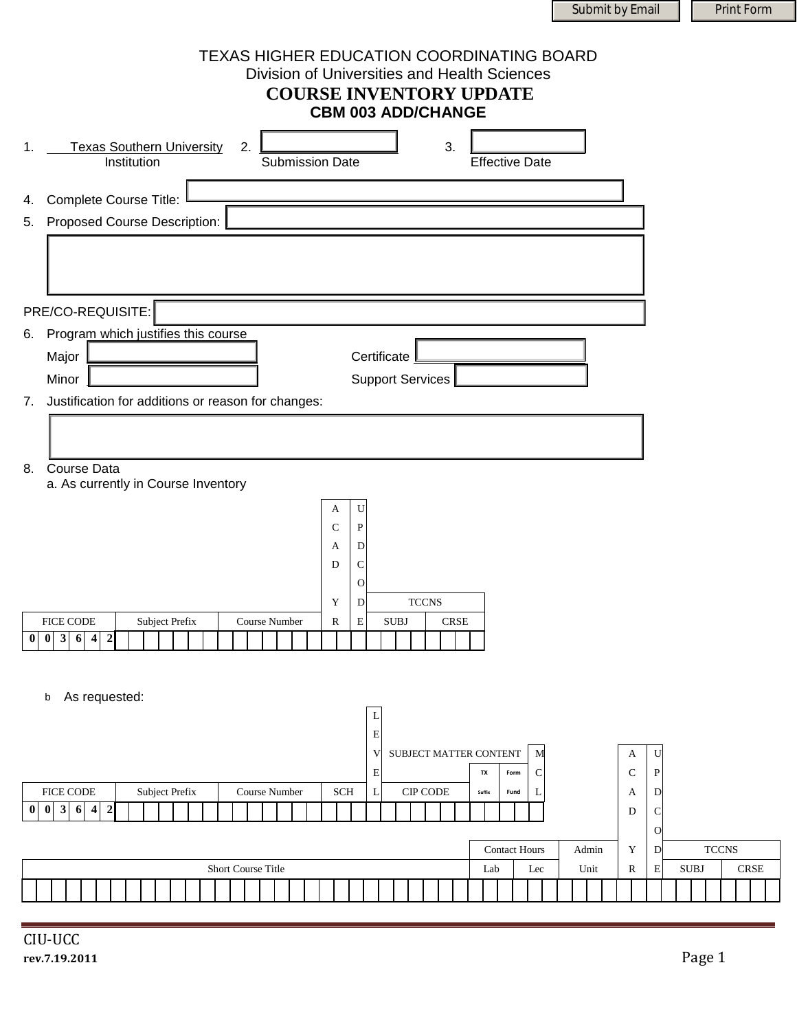Submit by Email | Print Form

# TEXAS HIGHER EDUCATION COORDINATING BOARD

Division of Universities and Health Sciences

## COURSE INVENTORY UPDATE

### CBM 003 ADD/CHANGE

1. Texas Southern University
   Institution
2. Submission Date
3. Effective Date

4. Complete Course Title:

5. Proposed Course Description:

PRE/CO-REQUISITE:

6. Program which justifies this course

   Major

   Minor

   Certificate

   Support Services

7. Justification for additions or reason for changes:

8. Course Data

   a. As currently in Course Inventory

| FICE CODE | Subject Prefix | Course Number | ACAD YR | UPDCODE | TCCNS SUBJ | TCCNS CRSE |
|---|---|---|---|---|---|---|
| 0 0 3 6 4 2 | | | | | | |

   b As requested:

| FICE CODE | Subject Prefix | Course Number | SCH | LEVEL | SUBJECT MATTER CONTENT CIP CODE | TX Suffix | Form Fund | MCL |
|---|---|---|---|---|---|---|---|---|
| 0 0 3 6 4 2 | | | | | | | | |

| Short Course Title | Contact Hours Lab | Contact Hours Lec | Admin Unit | ACAD YR | UPDCODE | TCCNS SUBJ | TCCNS CRSE |
|---|---|---|---|---|---|---|---|
| | | | | | | | |

CIU-UCC

rev.7.19.2011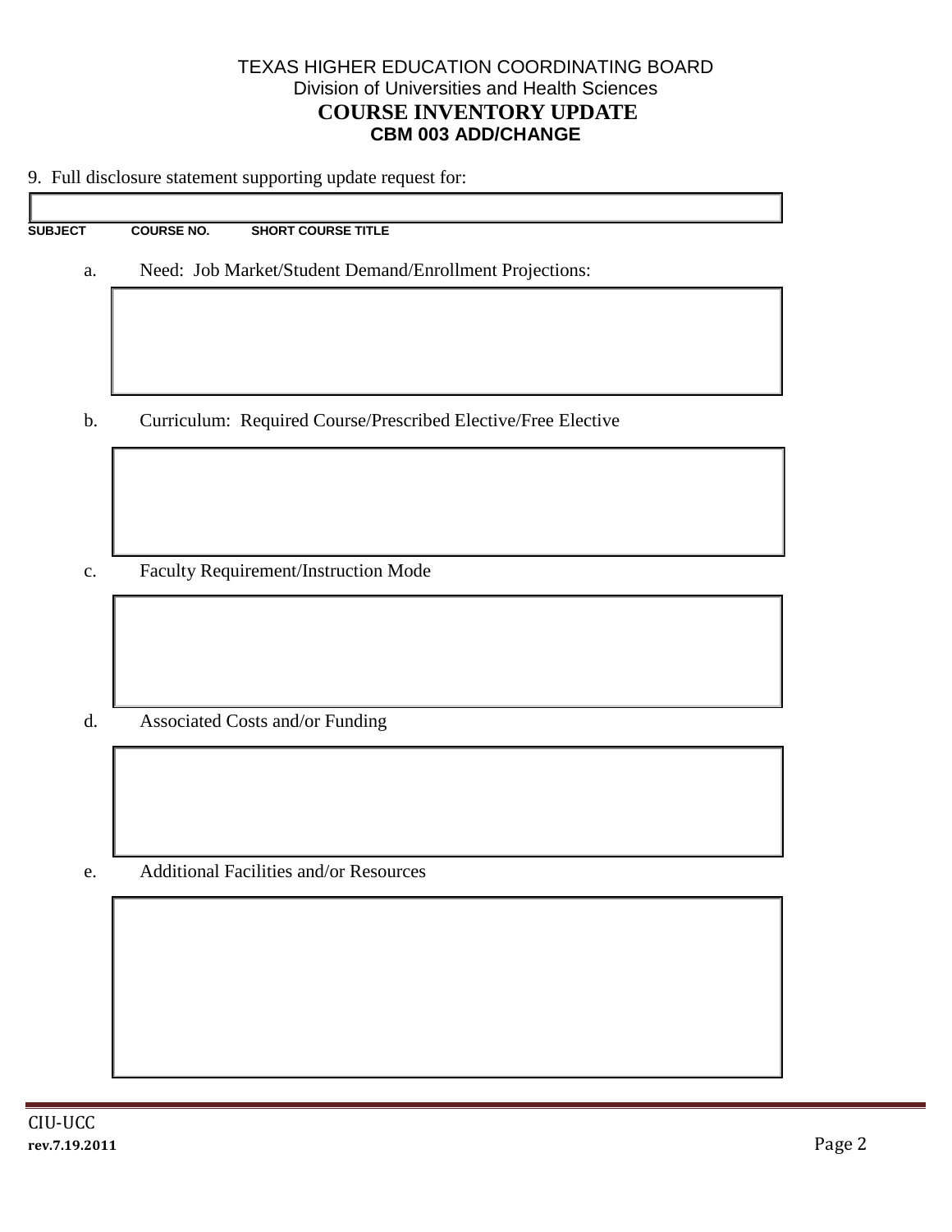TEXAS HIGHER EDUCATION COORDINATING BOARD
Division of Universities and Health Sciences

# COURSE INVENTORY UPDATE

## CBM 003 ADD/CHANGE

9. Full disclosure statement supporting update request for:

**SUBJECT** **COURSE NO.** **SHORT COURSE TITLE**

a. Need: Job Market/Student Demand/Enrollment Projections:

b. Curriculum: Required Course/Prescribed Elective/Free Elective

c. Faculty Requirement/Instruction Mode

d. Associated Costs and/or Funding

e. Additional Facilities and/or Resources

CIU-UCC
**rev.7.19.2011**